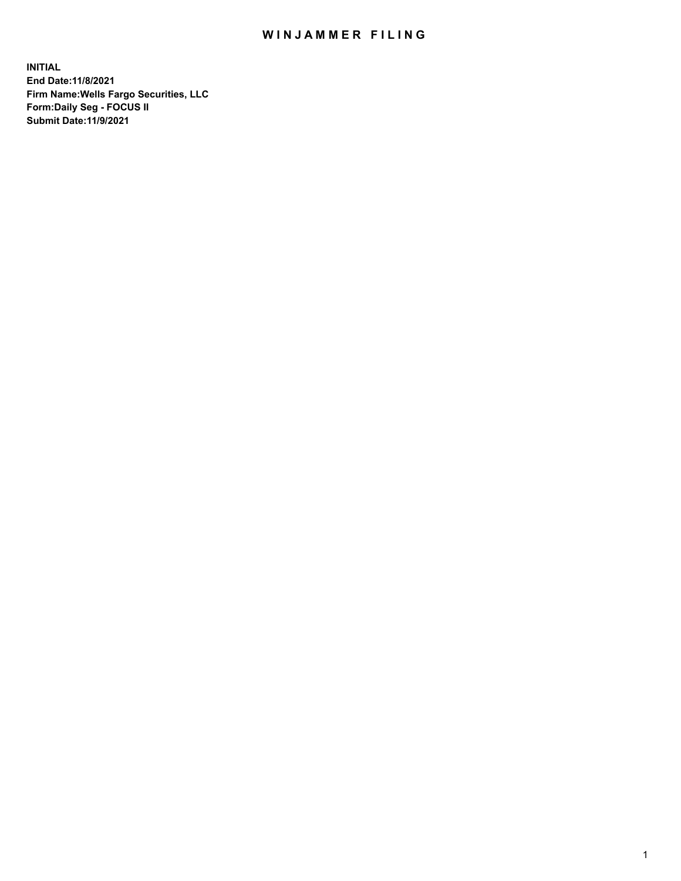# WINJAMMER FILING

**INITIAL**
**End Date:11/8/2021**
**Firm Name:Wells Fargo Securities, LLC**
**Form:Daily Seg - FOCUS II**
**Submit Date:11/9/2021**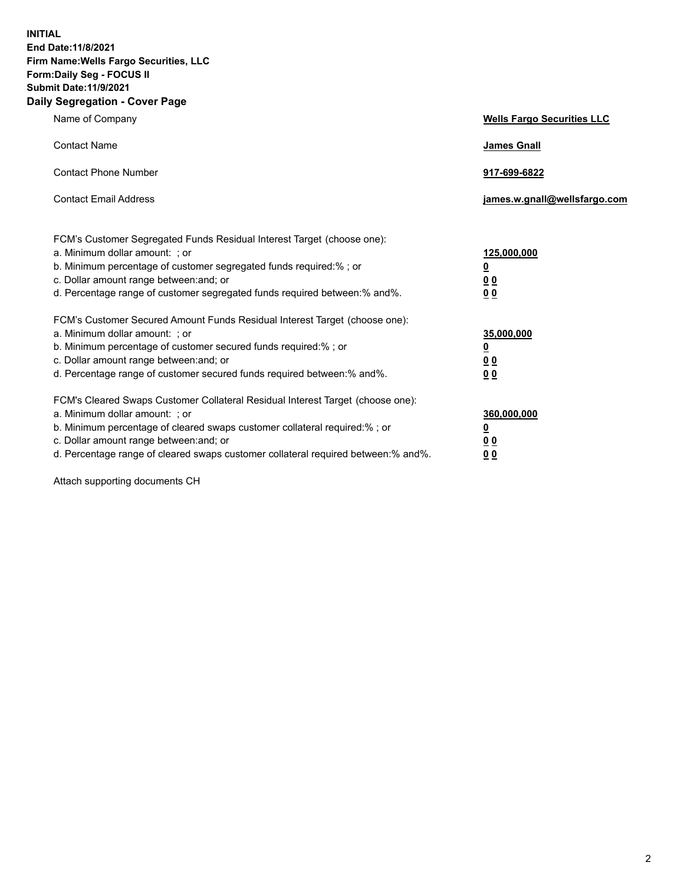**INITIAL**
**End Date:11/8/2021**
**Firm Name:Wells Fargo Securities, LLC**
**Form:Daily Seg - FOCUS II**
**Submit Date:11/9/2021**

## Daily Segregation - Cover Page

| | |
|---|---|
| Name of Company | **Wells Fargo Securities LLC** |
| Contact Name | **James Gnall** |
| Contact Phone Number | **917-699-6822** |
| Contact Email Address | **james.w.gnall@wellsfargo.com** |

| | |
|---|---|
| FCM's Customer Segregated Funds Residual Interest Target (choose one): | |
| a. Minimum dollar amount: ; or | **125,000,000** |
| b. Minimum percentage of customer segregated funds required:% ; or | **0** |
| c. Dollar amount range between:and; or | **0 0** |
| d. Percentage range of customer segregated funds required between:% and%. | **0 0** |
| FCM's Customer Secured Amount Funds Residual Interest Target (choose one): | |
| a. Minimum dollar amount: ; or | **35,000,000** |
| b. Minimum percentage of customer secured funds required:% ; or | **0** |
| c. Dollar amount range between:and; or | **0 0** |
| d. Percentage range of customer secured funds required between:% and%. | **0 0** |
| FCM's Cleared Swaps Customer Collateral Residual Interest Target (choose one): | |
| a. Minimum dollar amount: ; or | **360,000,000** |
| b. Minimum percentage of cleared swaps customer collateral required:% ; or | **0** |
| c. Dollar amount range between:and; or | **0 0** |
| d. Percentage range of cleared swaps customer collateral required between:% and%. | **0 0** |

Attach supporting documents CH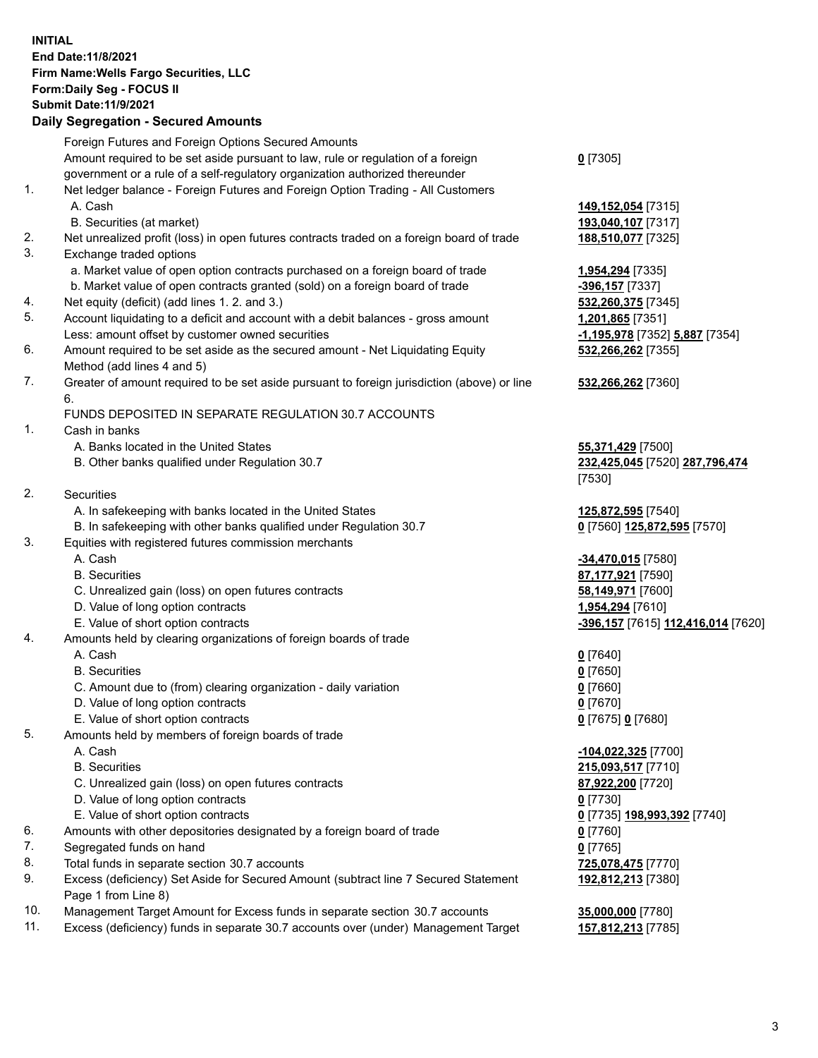**INITIAL**
**End Date:11/8/2021**
**Firm Name:Wells Fargo Securities, LLC**
**Form:Daily Seg - FOCUS II**
**Submit Date:11/9/2021**

**Daily Segregation - Secured Amounts**

| | | |
|---|---|---|
| | Foreign Futures and Foreign Options Secured Amounts | |
| | Amount required to be set aside pursuant to law, rule or regulation of a foreign government or a rule of a self-regulatory organization authorized thereunder | **0** [7305] |
| 1. | Net ledger balance - Foreign Futures and Foreign Option Trading - All Customers | |
| | A. Cash | **149,152,054** [7315] |
| | B. Securities (at market) | **193,040,107** [7317] |
| 2. | Net unrealized profit (loss) in open futures contracts traded on a foreign board of trade | **188,510,077** [7325] |
| 3. | Exchange traded options | |
| | a. Market value of open option contracts purchased on a foreign board of trade | **1,954,294** [7335] |
| | b. Market value of open contracts granted (sold) on a foreign board of trade | **-396,157** [7337] |
| 4. | Net equity (deficit) (add lines 1. 2. and 3.) | **532,260,375** [7345] |
| 5. | Account liquidating to a deficit and account with a debit balances - gross amount | **1,201,865** [7351] |
| | Less: amount offset by customer owned securities | **-1,195,978** [7352] **5,887** [7354] |
| 6. | Amount required to be set aside as the secured amount - Net Liquidating Equity Method (add lines 4 and 5) | **532,266,262** [7355] |
| 7. | Greater of amount required to be set aside pursuant to foreign jurisdiction (above) or line 6. | **532,266,262** [7360] |
| | FUNDS DEPOSITED IN SEPARATE REGULATION 30.7 ACCOUNTS | |
| 1. | Cash in banks | |
| | A. Banks located in the United States | **55,371,429** [7500] |
| | B. Other banks qualified under Regulation 30.7 | **232,425,045** [7520] **287,796,474** [7530] |
| 2. | Securities | |
| | A. In safekeeping with banks located in the United States | **125,872,595** [7540] |
| | B. In safekeeping with other banks qualified under Regulation 30.7 | **0** [7560] **125,872,595** [7570] |
| 3. | Equities with registered futures commission merchants | |
| | A. Cash | **-34,470,015** [7580] |
| | B. Securities | **87,177,921** [7590] |
| | C. Unrealized gain (loss) on open futures contracts | **58,149,971** [7600] |
| | D. Value of long option contracts | **1,954,294** [7610] |
| | E. Value of short option contracts | **-396,157** [7615] **112,416,014** [7620] |
| 4. | Amounts held by clearing organizations of foreign boards of trade | |
| | A. Cash | **0** [7640] |
| | B. Securities | **0** [7650] |
| | C. Amount due to (from) clearing organization - daily variation | **0** [7660] |
| | D. Value of long option contracts | **0** [7670] |
| | E. Value of short option contracts | **0** [7675] **0** [7680] |
| 5. | Amounts held by members of foreign boards of trade | |
| | A. Cash | **-104,022,325** [7700] |
| | B. Securities | **215,093,517** [7710] |
| | C. Unrealized gain (loss) on open futures contracts | **87,922,200** [7720] |
| | D. Value of long option contracts | **0** [7730] |
| | E. Value of short option contracts | **0** [7735] **198,993,392** [7740] |
| 6. | Amounts with other depositories designated by a foreign board of trade | **0** [7760] |
| 7. | Segregated funds on hand | **0** [7765] |
| 8. | Total funds in separate section 30.7 accounts | **725,078,475** [7770] |
| 9. | Excess (deficiency) Set Aside for Secured Amount (subtract line 7 Secured Statement Page 1 from Line 8) | **192,812,213** [7380] |
| 10. | Management Target Amount for Excess funds in separate section 30.7 accounts | **35,000,000** [7780] |
| 11. | Excess (deficiency) funds in separate 30.7 accounts over (under) Management Target | **157,812,213** [7785] |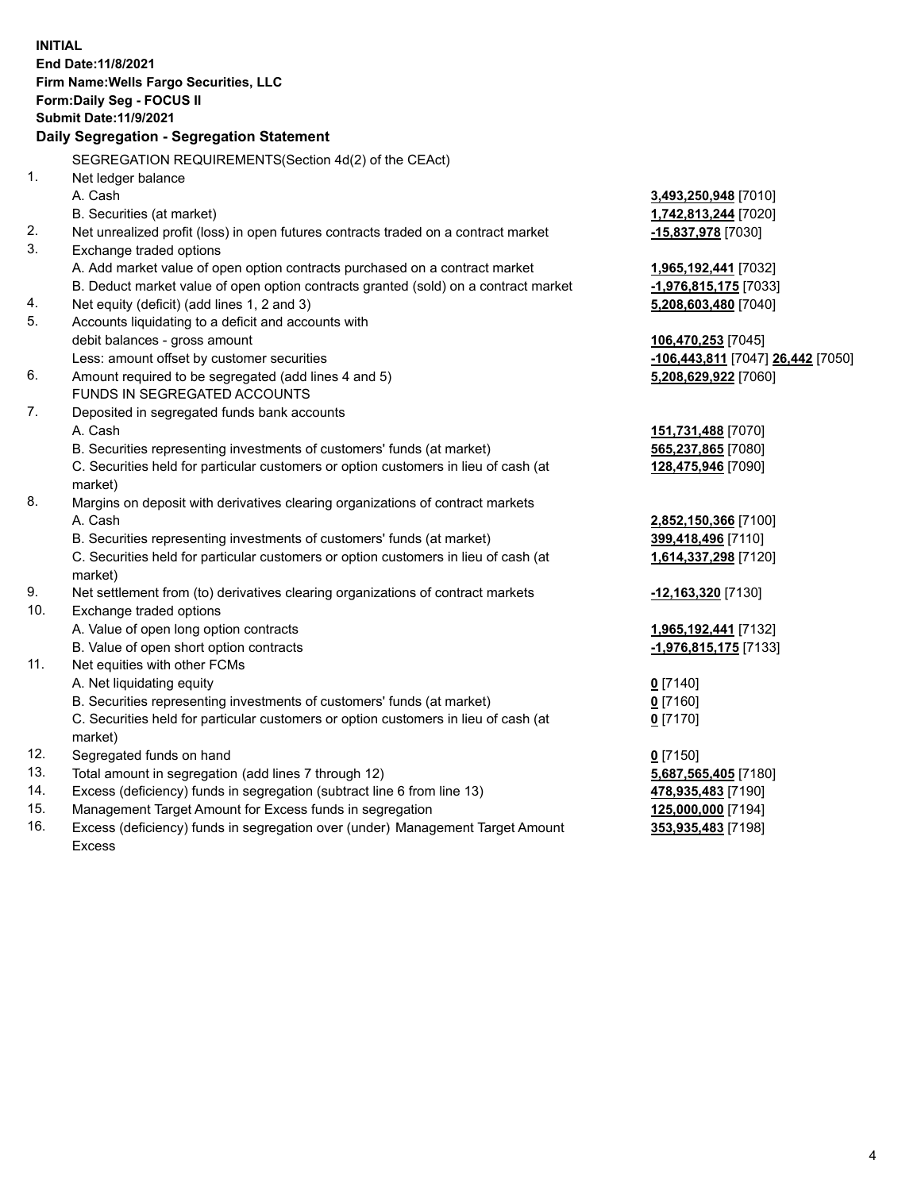**INITIAL**
**End Date:11/8/2021**
**Firm Name:Wells Fargo Securities, LLC**
**Form:Daily Seg - FOCUS II**
**Submit Date:11/9/2021**

**Daily Segregation - Segregation Statement**

| | | |
|---|---|---|
| | SEGREGATION REQUIREMENTS(Section 4d(2) of the CEAct) | |
| 1. | Net ledger balance | |
| | A. Cash | **3,493,250,948** [7010] |
| | B. Securities (at market) | **1,742,813,244** [7020] |
| 2. | Net unrealized profit (loss) in open futures contracts traded on a contract market | **-15,837,978** [7030] |
| 3. | Exchange traded options | |
| | A. Add market value of open option contracts purchased on a contract market | **1,965,192,441** [7032] |
| | B. Deduct market value of open option contracts granted (sold) on a contract market | **-1,976,815,175** [7033] |
| 4. | Net equity (deficit) (add lines 1, 2 and 3) | **5,208,603,480** [7040] |
| 5. | Accounts liquidating to a deficit and accounts with debit balances - gross amount | **106,470,253** [7045] |
| | Less: amount offset by customer securities | **-106,443,811** [7047] **26,442** [7050] |
| 6. | Amount required to be segregated (add lines 4 and 5) | **5,208,629,922** [7060] |
| | FUNDS IN SEGREGATED ACCOUNTS | |
| 7. | Deposited in segregated funds bank accounts | |
| | A. Cash | **151,731,488** [7070] |
| | B. Securities representing investments of customers' funds (at market) | **565,237,865** [7080] |
| | C. Securities held for particular customers or option customers in lieu of cash (at market) | **128,475,946** [7090] |
| 8. | Margins on deposit with derivatives clearing organizations of contract markets | |
| | A. Cash | **2,852,150,366** [7100] |
| | B. Securities representing investments of customers' funds (at market) | **399,418,496** [7110] |
| | C. Securities held for particular customers or option customers in lieu of cash (at market) | **1,614,337,298** [7120] |
| 9. | Net settlement from (to) derivatives clearing organizations of contract markets | **-12,163,320** [7130] |
| 10. | Exchange traded options | |
| | A. Value of open long option contracts | **1,965,192,441** [7132] |
| | B. Value of open short option contracts | **-1,976,815,175** [7133] |
| 11. | Net equities with other FCMs | |
| | A. Net liquidating equity | **0** [7140] |
| | B. Securities representing investments of customers' funds (at market) | **0** [7160] |
| | C. Securities held for particular customers or option customers in lieu of cash (at market) | **0** [7170] |
| 12. | Segregated funds on hand | **0** [7150] |
| 13. | Total amount in segregation (add lines 7 through 12) | **5,687,565,405** [7180] |
| 14. | Excess (deficiency) funds in segregation (subtract line 6 from line 13) | **478,935,483** [7190] |
| 15. | Management Target Amount for Excess funds in segregation | **125,000,000** [7194] |
| 16. | Excess (deficiency) funds in segregation over (under) Management Target Amount Excess | **353,935,483** [7198] |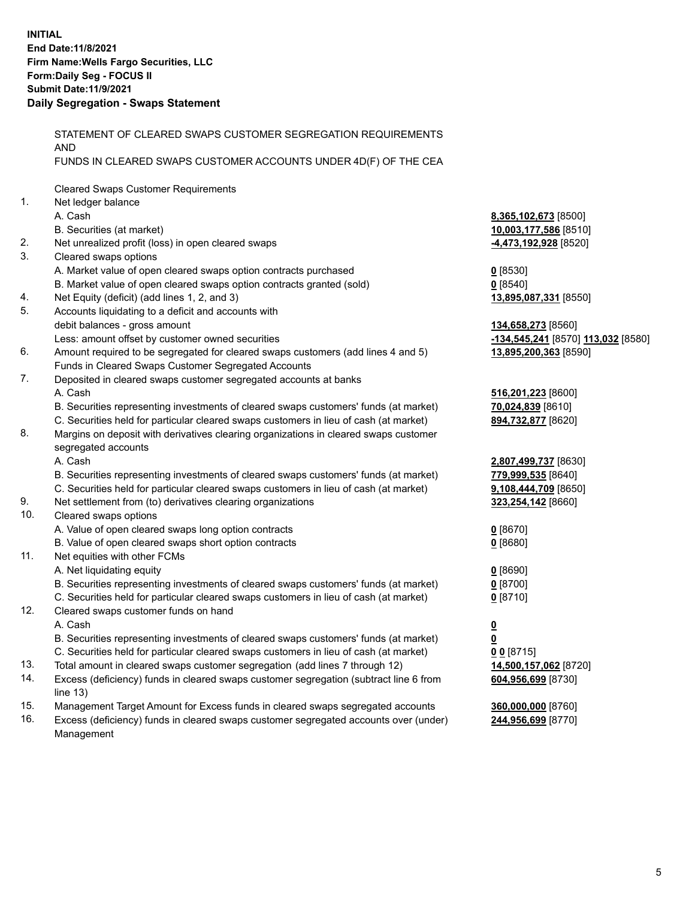**INITIAL**
**End Date:11/8/2021**
**Firm Name:Wells Fargo Securities, LLC**
**Form:Daily Seg - FOCUS II**
**Submit Date:11/9/2021**
**Daily Segregation - Swaps Statement**

STATEMENT OF CLEARED SWAPS CUSTOMER SEGREGATION REQUIREMENTS AND
FUNDS IN CLEARED SWAPS CUSTOMER ACCOUNTS UNDER 4D(F) OF THE CEA

| | | |
|---|---|---|
| | Cleared Swaps Customer Requirements | |
| 1. | Net ledger balance | |
| | A. Cash | **8,365,102,673** [8500] |
| | B. Securities (at market) | **10,003,177,586** [8510] |
| 2. | Net unrealized profit (loss) in open cleared swaps | **-4,473,192,928** [8520] |
| 3. | Cleared swaps options | |
| | A. Market value of open cleared swaps option contracts purchased | **0** [8530] |
| | B. Market value of open cleared swaps option contracts granted (sold) | **0** [8540] |
| 4. | Net Equity (deficit) (add lines 1, 2, and 3) | **13,895,087,331** [8550] |
| 5. | Accounts liquidating to a deficit and accounts with debit balances - gross amount | **134,658,273** [8560] |
| | Less: amount offset by customer owned securities | **-134,545,241** [8570] **113,032** [8580] |
| 6. | Amount required to be segregated for cleared swaps customers (add lines 4 and 5) | **13,895,200,363** [8590] |
| | Funds in Cleared Swaps Customer Segregated Accounts | |
| 7. | Deposited in cleared swaps customer segregated accounts at banks | |
| | A. Cash | **516,201,223** [8600] |
| | B. Securities representing investments of cleared swaps customers' funds (at market) | **70,024,839** [8610] |
| | C. Securities held for particular cleared swaps customers in lieu of cash (at market) | **894,732,877** [8620] |
| 8. | Margins on deposit with derivatives clearing organizations in cleared swaps customer segregated accounts | |
| | A. Cash | **2,807,499,737** [8630] |
| | B. Securities representing investments of cleared swaps customers' funds (at market) | **779,999,535** [8640] |
| | C. Securities held for particular cleared swaps customers in lieu of cash (at market) | **9,108,444,709** [8650] |
| 9. | Net settlement from (to) derivatives clearing organizations | **323,254,142** [8660] |
| 10. | Cleared swaps options | |
| | A. Value of open cleared swaps long option contracts | **0** [8670] |
| | B. Value of open cleared swaps short option contracts | **0** [8680] |
| 11. | Net equities with other FCMs | |
| | A. Net liquidating equity | **0** [8690] |
| | B. Securities representing investments of cleared swaps customers' funds (at market) | **0** [8700] |
| | C. Securities held for particular cleared swaps customers in lieu of cash (at market) | **0** [8710] |
| 12. | Cleared swaps customer funds on hand | |
| | A. Cash | **0** |
| | B. Securities representing investments of cleared swaps customers' funds (at market) | **0** |
| | C. Securities held for particular cleared swaps customers in lieu of cash (at market) | **0** **0** [8715] |
| 13. | Total amount in cleared swaps customer segregation (add lines 7 through 12) | **14,500,157,062** [8720] |
| 14. | Excess (deficiency) funds in cleared swaps customer segregation (subtract line 6 from line 13) | **604,956,699** [8730] |
| 15. | Management Target Amount for Excess funds in cleared swaps segregated accounts | **360,000,000** [8760] |
| 16. | Excess (deficiency) funds in cleared swaps customer segregated accounts over (under) Management | **244,956,699** [8770] |